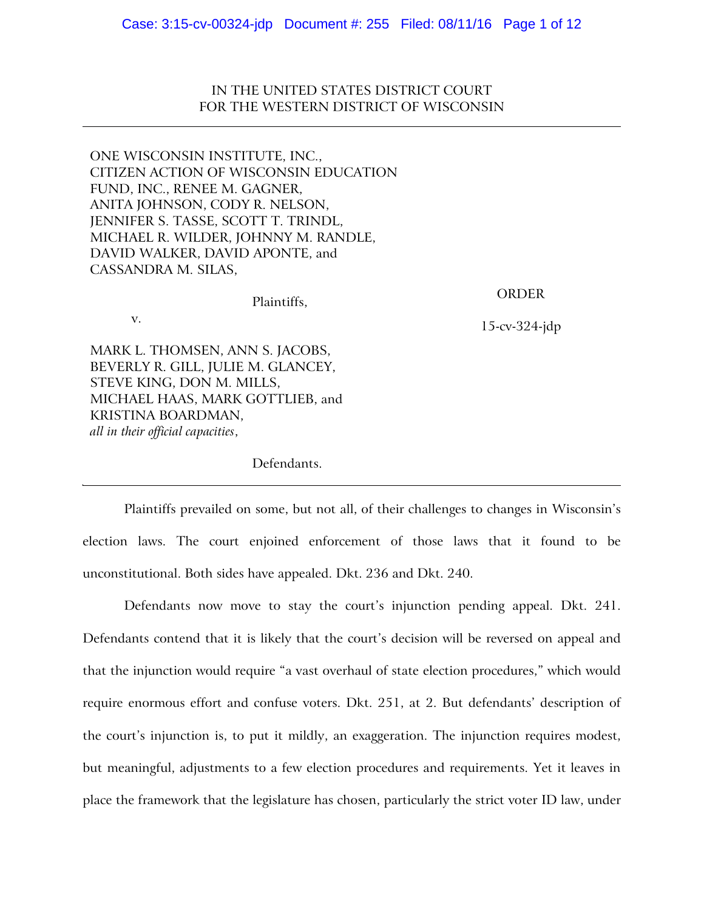IN THE UNITED STATES DISTRICT COURT
FOR THE WESTERN DISTRICT OF WISCONSIN

---

ONE WISCONSIN INSTITUTE, INC., CITIZEN ACTION OF WISCONSIN EDUCATION FUND, INC., RENEE M. GAGNER, ANITA JOHNSON, CODY R. NELSON, JENNIFER S. TASSE, SCOTT T. TRINDL, MICHAEL R. WILDER, JOHNNY M. RANDLE, DAVID WALKER, DAVID APONTE, and CASSANDRA M. SILAS,

Plaintiffs,

v.

MARK L. THOMSEN, ANN S. JACOBS, BEVERLY R. GILL, JULIE M. GLANCEY, STEVE KING, DON M. MILLS, MICHAEL HAAS, MARK GOTTLIEB, and KRISTINA BOARDMAN,
*all in their official capacities*,

Defendants.

ORDER

15-cv-324-jdp

---

Plaintiffs prevailed on some, but not all, of their challenges to changes in Wisconsin's election laws. The court enjoined enforcement of those laws that it found to be unconstitutional. Both sides have appealed. Dkt. 236 and Dkt. 240.

Defendants now move to stay the court's injunction pending appeal. Dkt. 241. Defendants contend that it is likely that the court's decision will be reversed on appeal and that the injunction would require "a vast overhaul of state election procedures," which would require enormous effort and confuse voters. Dkt. 251, at 2. But defendants' description of the court's injunction is, to put it mildly, an exaggeration. The injunction requires modest, but meaningful, adjustments to a few election procedures and requirements. Yet it leaves in place the framework that the legislature has chosen, particularly the strict voter ID law, under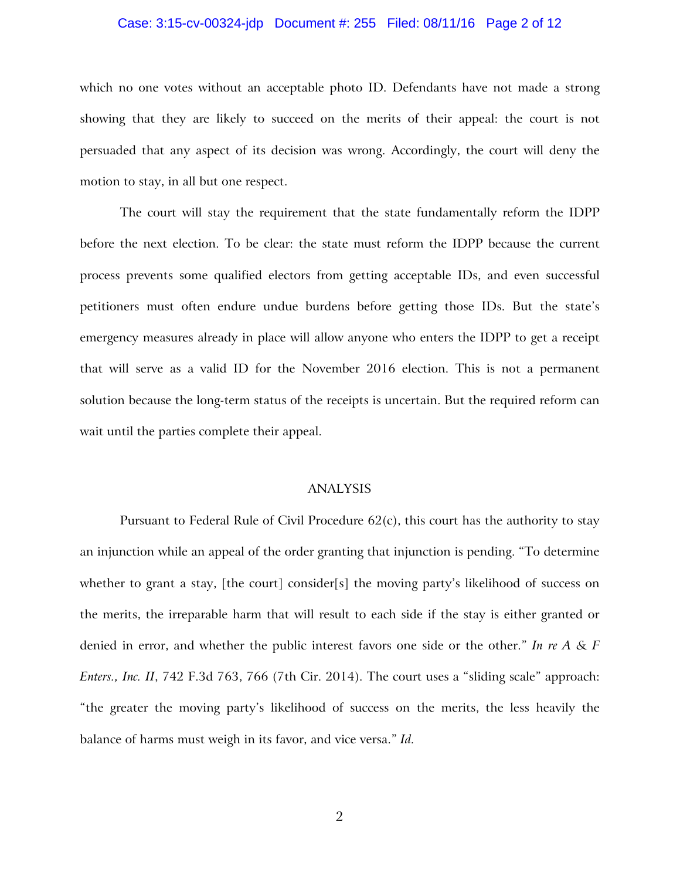which no one votes without an acceptable photo ID. Defendants have not made a strong showing that they are likely to succeed on the merits of their appeal: the court is not persuaded that any aspect of its decision was wrong. Accordingly, the court will deny the motion to stay, in all but one respect.

The court will stay the requirement that the state fundamentally reform the IDPP before the next election. To be clear: the state must reform the IDPP because the current process prevents some qualified electors from getting acceptable IDs, and even successful petitioners must often endure undue burdens before getting those IDs. But the state's emergency measures already in place will allow anyone who enters the IDPP to get a receipt that will serve as a valid ID for the November 2016 election. This is not a permanent solution because the long-term status of the receipts is uncertain. But the required reform can wait until the parties complete their appeal.

## ANALYSIS

Pursuant to Federal Rule of Civil Procedure 62(c), this court has the authority to stay an injunction while an appeal of the order granting that injunction is pending. "To determine whether to grant a stay, [the court] consider[s] the moving party's likelihood of success on the merits, the irreparable harm that will result to each side if the stay is either granted or denied in error, and whether the public interest favors one side or the other." *In re A & F Enters., Inc. II*, 742 F.3d 763, 766 (7th Cir. 2014). The court uses a "sliding scale" approach: "the greater the moving party's likelihood of success on the merits, the less heavily the balance of harms must weigh in its favor, and vice versa." *Id.*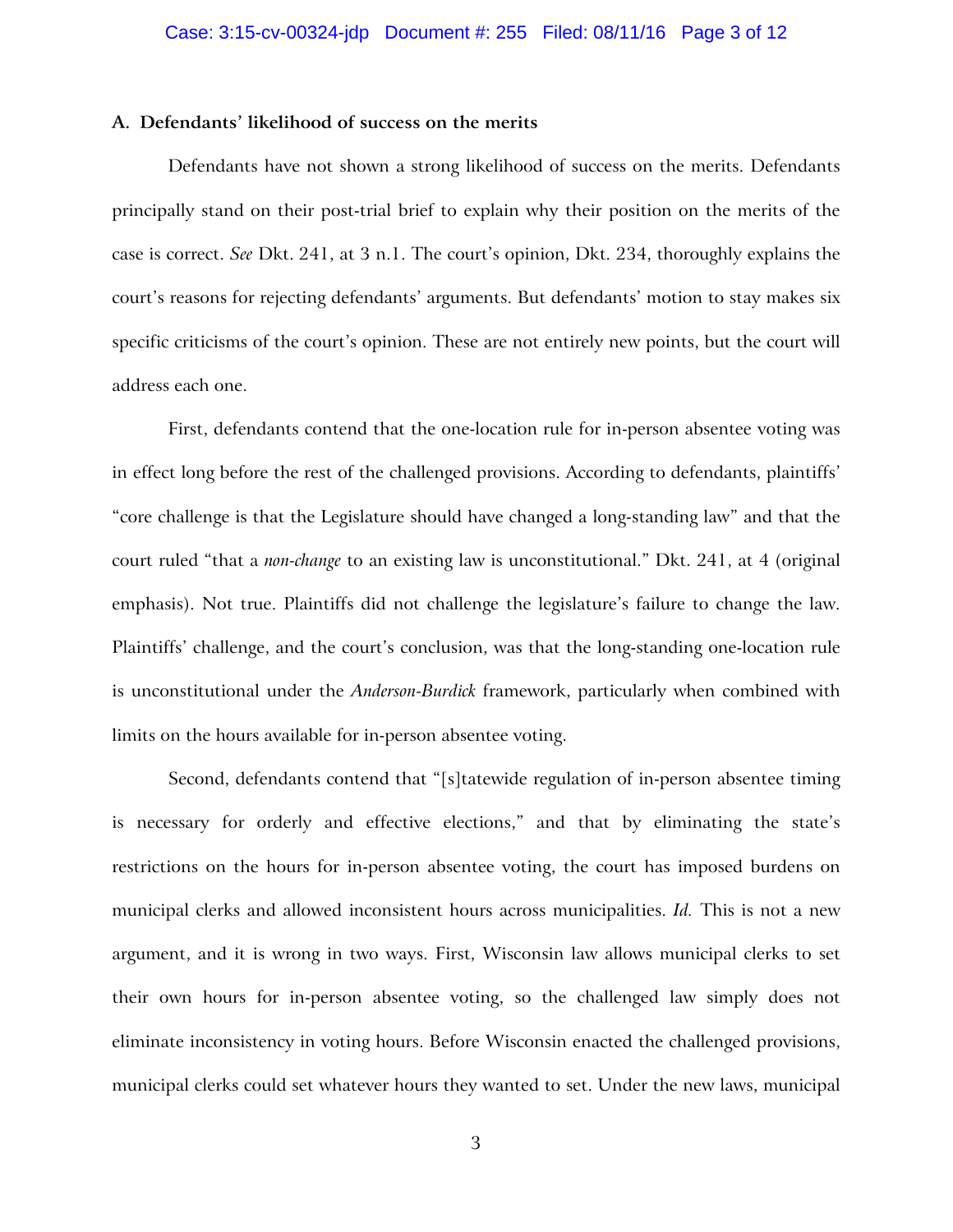### A. Defendants' likelihood of success on the merits

Defendants have not shown a strong likelihood of success on the merits. Defendants principally stand on their post-trial brief to explain why their position on the merits of the case is correct. *See* Dkt. 241, at 3 n.1. The court's opinion, Dkt. 234, thoroughly explains the court's reasons for rejecting defendants' arguments. But defendants' motion to stay makes six specific criticisms of the court's opinion. These are not entirely new points, but the court will address each one.

First, defendants contend that the one-location rule for in-person absentee voting was in effect long before the rest of the challenged provisions. According to defendants, plaintiffs' "core challenge is that the Legislature should have changed a long-standing law" and that the court ruled "that a *non-change* to an existing law is unconstitutional." Dkt. 241, at 4 (original emphasis). Not true. Plaintiffs did not challenge the legislature's failure to change the law. Plaintiffs' challenge, and the court's conclusion, was that the long-standing one-location rule is unconstitutional under the *Anderson-Burdick* framework, particularly when combined with limits on the hours available for in-person absentee voting.

Second, defendants contend that "[s]tatewide regulation of in-person absentee timing is necessary for orderly and effective elections," and that by eliminating the state's restrictions on the hours for in-person absentee voting, the court has imposed burdens on municipal clerks and allowed inconsistent hours across municipalities. *Id.* This is not a new argument, and it is wrong in two ways. First, Wisconsin law allows municipal clerks to set their own hours for in-person absentee voting, so the challenged law simply does not eliminate inconsistency in voting hours. Before Wisconsin enacted the challenged provisions, municipal clerks could set whatever hours they wanted to set. Under the new laws, municipal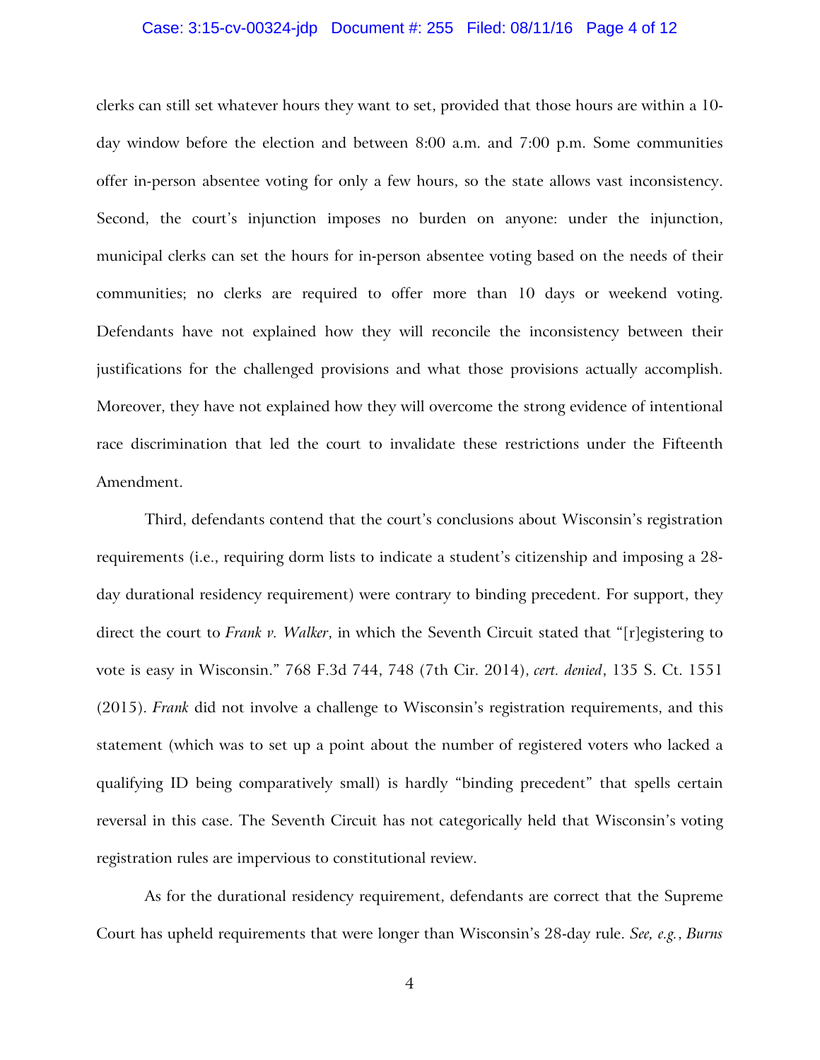clerks can still set whatever hours they want to set, provided that those hours are within a 10-day window before the election and between 8:00 a.m. and 7:00 p.m. Some communities offer in-person absentee voting for only a few hours, so the state allows vast inconsistency. Second, the court's injunction imposes no burden on anyone: under the injunction, municipal clerks can set the hours for in-person absentee voting based on the needs of their communities; no clerks are required to offer more than 10 days or weekend voting. Defendants have not explained how they will reconcile the inconsistency between their justifications for the challenged provisions and what those provisions actually accomplish. Moreover, they have not explained how they will overcome the strong evidence of intentional race discrimination that led the court to invalidate these restrictions under the Fifteenth Amendment.

Third, defendants contend that the court's conclusions about Wisconsin's registration requirements (i.e., requiring dorm lists to indicate a student's citizenship and imposing a 28-day durational residency requirement) were contrary to binding precedent. For support, they direct the court to *Frank v. Walker*, in which the Seventh Circuit stated that "[r]egistering to vote is easy in Wisconsin." 768 F.3d 744, 748 (7th Cir. 2014), *cert. denied*, 135 S. Ct. 1551 (2015). *Frank* did not involve a challenge to Wisconsin's registration requirements, and this statement (which was to set up a point about the number of registered voters who lacked a qualifying ID being comparatively small) is hardly "binding precedent" that spells certain reversal in this case. The Seventh Circuit has not categorically held that Wisconsin's voting registration rules are impervious to constitutional review.

As for the durational residency requirement, defendants are correct that the Supreme Court has upheld requirements that were longer than Wisconsin's 28-day rule. *See, e.g.*, *Burns*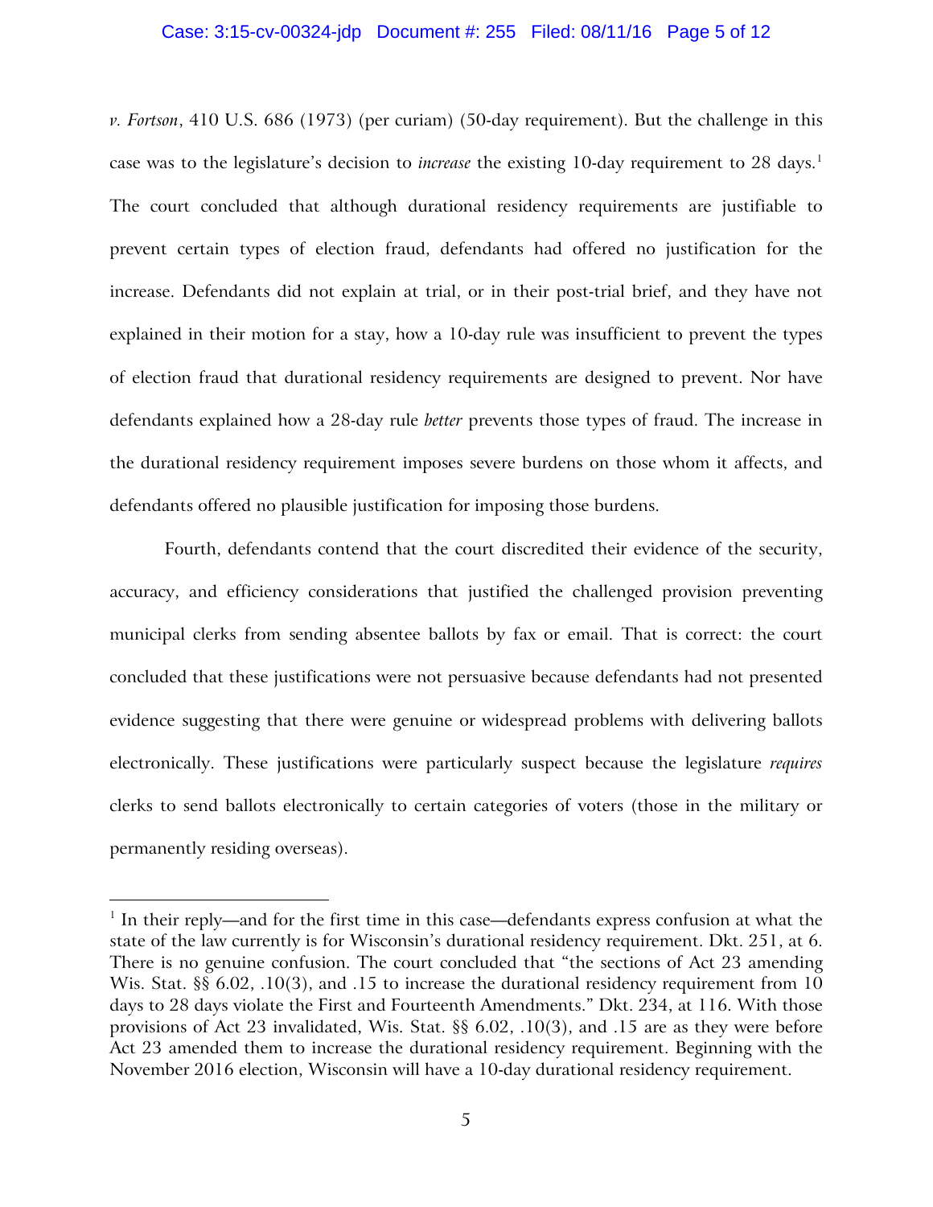*v. Fortson*, 410 U.S. 686 (1973) (per curiam) (50-day requirement). But the challenge in this case was to the legislature's decision to *increase* the existing 10-day requirement to 28 days.[1] The court concluded that although durational residency requirements are justifiable to prevent certain types of election fraud, defendants had offered no justification for the increase. Defendants did not explain at trial, or in their post-trial brief, and they have not explained in their motion for a stay, how a 10-day rule was insufficient to prevent the types of election fraud that durational residency requirements are designed to prevent. Nor have defendants explained how a 28-day rule *better* prevents those types of fraud. The increase in the durational residency requirement imposes severe burdens on those whom it affects, and defendants offered no plausible justification for imposing those burdens.

Fourth, defendants contend that the court discredited their evidence of the security, accuracy, and efficiency considerations that justified the challenged provision preventing municipal clerks from sending absentee ballots by fax or email. That is correct: the court concluded that these justifications were not persuasive because defendants had not presented evidence suggesting that there were genuine or widespread problems with delivering ballots electronically. These justifications were particularly suspect because the legislature *requires* clerks to send ballots electronically to certain categories of voters (those in the military or permanently residing overseas).

---

[1] In their reply—and for the first time in this case—defendants express confusion at what the state of the law currently is for Wisconsin's durational residency requirement. Dkt. 251, at 6. There is no genuine confusion. The court concluded that "the sections of Act 23 amending Wis. Stat. §§ 6.02, .10(3), and .15 to increase the durational residency requirement from 10 days to 28 days violate the First and Fourteenth Amendments." Dkt. 234, at 116. With those provisions of Act 23 invalidated, Wis. Stat. §§ 6.02, .10(3), and .15 are as they were before Act 23 amended them to increase the durational residency requirement. Beginning with the November 2016 election, Wisconsin will have a 10-day durational residency requirement.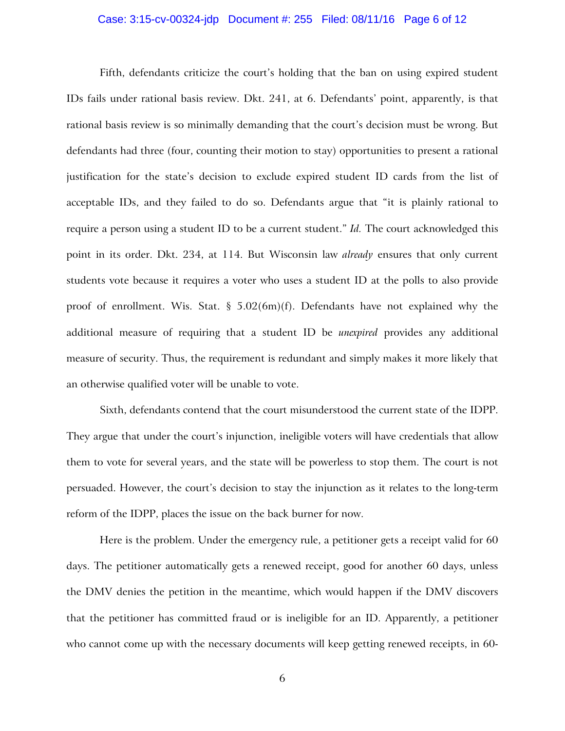Fifth, defendants criticize the court's holding that the ban on using expired student IDs fails under rational basis review. Dkt. 241, at 6. Defendants' point, apparently, is that rational basis review is so minimally demanding that the court's decision must be wrong. But defendants had three (four, counting their motion to stay) opportunities to present a rational justification for the state's decision to exclude expired student ID cards from the list of acceptable IDs, and they failed to do so. Defendants argue that "it is plainly rational to require a person using a student ID to be a current student." *Id.* The court acknowledged this point in its order. Dkt. 234, at 114. But Wisconsin law *already* ensures that only current students vote because it requires a voter who uses a student ID at the polls to also provide proof of enrollment. Wis. Stat. § 5.02(6m)(f). Defendants have not explained why the additional measure of requiring that a student ID be *unexpired* provides any additional measure of security. Thus, the requirement is redundant and simply makes it more likely that an otherwise qualified voter will be unable to vote.

Sixth, defendants contend that the court misunderstood the current state of the IDPP. They argue that under the court's injunction, ineligible voters will have credentials that allow them to vote for several years, and the state will be powerless to stop them. The court is not persuaded. However, the court's decision to stay the injunction as it relates to the long-term reform of the IDPP, places the issue on the back burner for now.

Here is the problem. Under the emergency rule, a petitioner gets a receipt valid for 60 days. The petitioner automatically gets a renewed receipt, good for another 60 days, unless the DMV denies the petition in the meantime, which would happen if the DMV discovers that the petitioner has committed fraud or is ineligible for an ID. Apparently, a petitioner who cannot come up with the necessary documents will keep getting renewed receipts, in 60-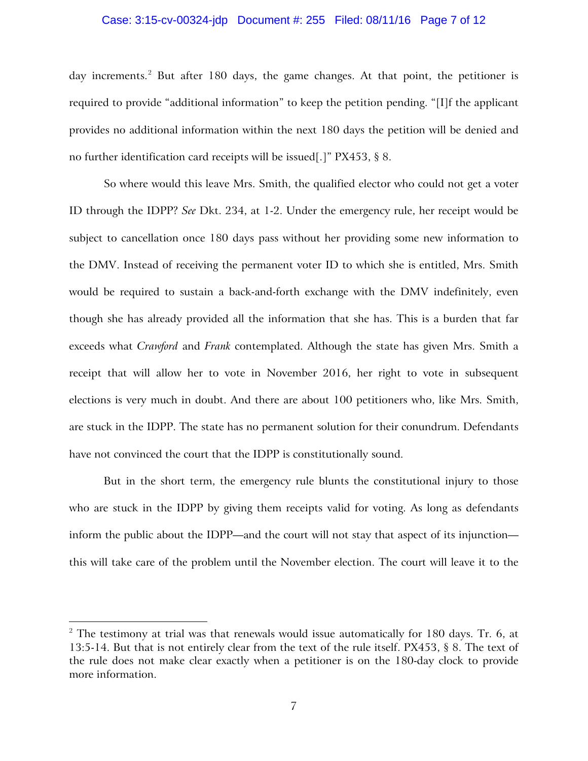day increments.[2] But after 180 days, the game changes. At that point, the petitioner is required to provide "additional information" to keep the petition pending. "[I]f the applicant provides no additional information within the next 180 days the petition will be denied and no further identification card receipts will be issued[.]" PX453, § 8.

So where would this leave Mrs. Smith, the qualified elector who could not get a voter ID through the IDPP? *See* Dkt. 234, at 1-2. Under the emergency rule, her receipt would be subject to cancellation once 180 days pass without her providing some new information to the DMV. Instead of receiving the permanent voter ID to which she is entitled, Mrs. Smith would be required to sustain a back-and-forth exchange with the DMV indefinitely, even though she has already provided all the information that she has. This is a burden that far exceeds what *Crawford* and *Frank* contemplated. Although the state has given Mrs. Smith a receipt that will allow her to vote in November 2016, her right to vote in subsequent elections is very much in doubt. And there are about 100 petitioners who, like Mrs. Smith, are stuck in the IDPP. The state has no permanent solution for their conundrum. Defendants have not convinced the court that the IDPP is constitutionally sound.

But in the short term, the emergency rule blunts the constitutional injury to those who are stuck in the IDPP by giving them receipts valid for voting. As long as defendants inform the public about the IDPP—and the court will not stay that aspect of its injunction—this will take care of the problem until the November election. The court will leave it to the

---

[2] The testimony at trial was that renewals would issue automatically for 180 days. Tr. 6, at 13:5-14. But that is not entirely clear from the text of the rule itself. PX453, § 8. The text of the rule does not make clear exactly when a petitioner is on the 180-day clock to provide more information.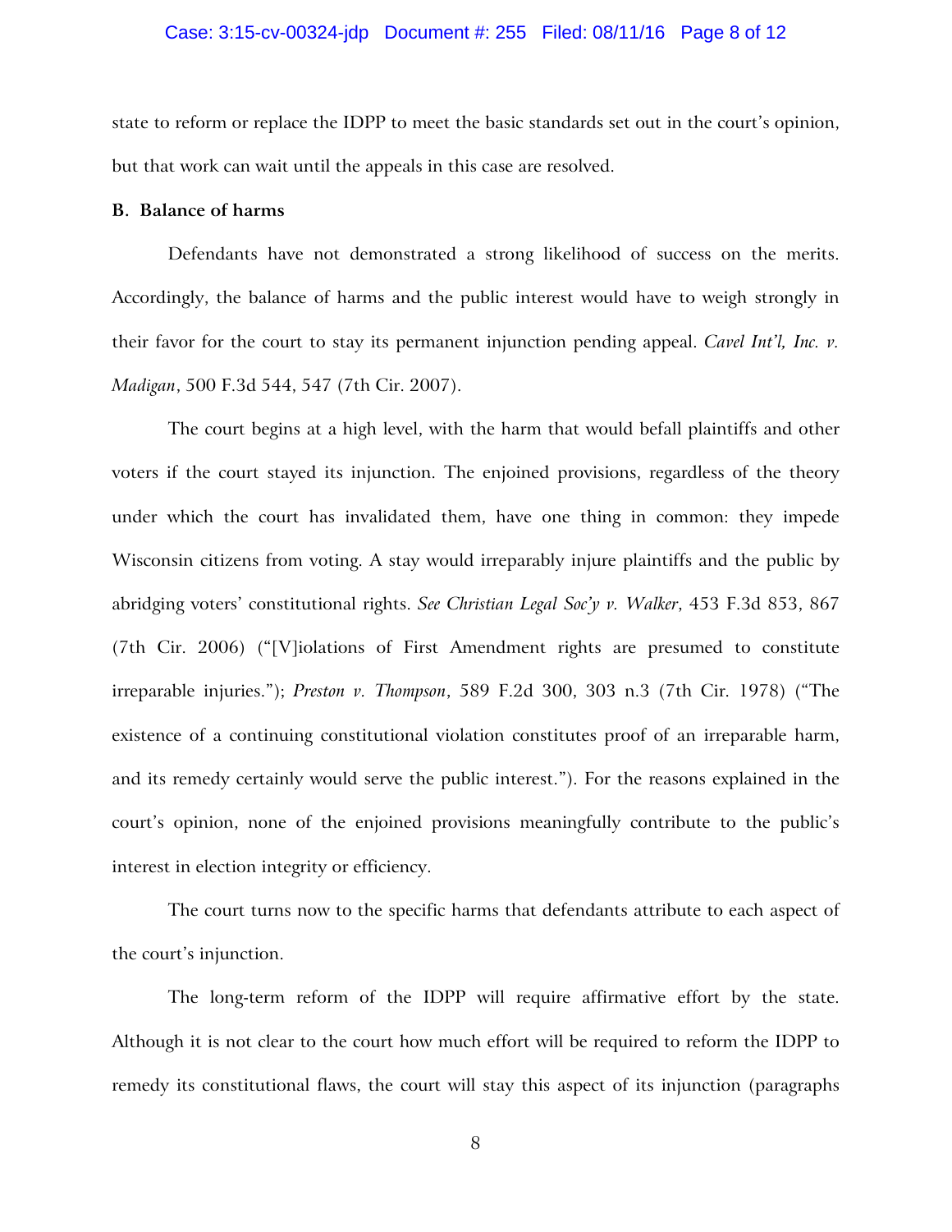state to reform or replace the IDPP to meet the basic standards set out in the court's opinion, but that work can wait until the appeals in this case are resolved.

**B. Balance of harms**

Defendants have not demonstrated a strong likelihood of success on the merits. Accordingly, the balance of harms and the public interest would have to weigh strongly in their favor for the court to stay its permanent injunction pending appeal. *Cavel Int'l, Inc. v. Madigan*, 500 F.3d 544, 547 (7th Cir. 2007).

The court begins at a high level, with the harm that would befall plaintiffs and other voters if the court stayed its injunction. The enjoined provisions, regardless of the theory under which the court has invalidated them, have one thing in common: they impede Wisconsin citizens from voting. A stay would irreparably injure plaintiffs and the public by abridging voters' constitutional rights. *See Christian Legal Soc'y v. Walker*, 453 F.3d 853, 867 (7th Cir. 2006) ("[V]iolations of First Amendment rights are presumed to constitute irreparable injuries."); *Preston v. Thompson*, 589 F.2d 300, 303 n.3 (7th Cir. 1978) ("The existence of a continuing constitutional violation constitutes proof of an irreparable harm, and its remedy certainly would serve the public interest."). For the reasons explained in the court's opinion, none of the enjoined provisions meaningfully contribute to the public's interest in election integrity or efficiency.

The court turns now to the specific harms that defendants attribute to each aspect of the court's injunction.

The long-term reform of the IDPP will require affirmative effort by the state. Although it is not clear to the court how much effort will be required to reform the IDPP to remedy its constitutional flaws, the court will stay this aspect of its injunction (paragraphs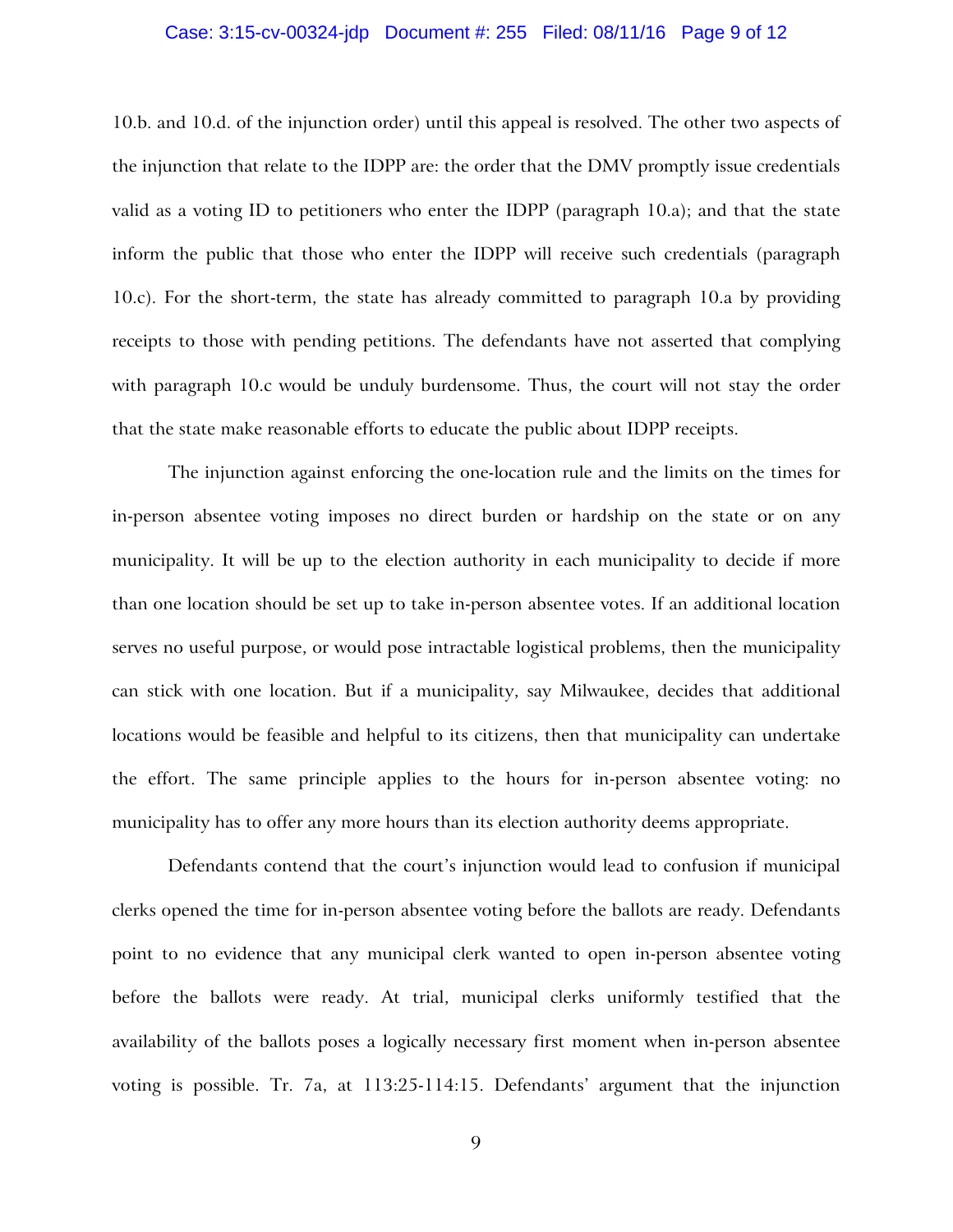10.b. and 10.d. of the injunction order) until this appeal is resolved. The other two aspects of the injunction that relate to the IDPP are: the order that the DMV promptly issue credentials valid as a voting ID to petitioners who enter the IDPP (paragraph 10.a); and that the state inform the public that those who enter the IDPP will receive such credentials (paragraph 10.c). For the short-term, the state has already committed to paragraph 10.a by providing receipts to those with pending petitions. The defendants have not asserted that complying with paragraph 10.c would be unduly burdensome. Thus, the court will not stay the order that the state make reasonable efforts to educate the public about IDPP receipts.

The injunction against enforcing the one-location rule and the limits on the times for in-person absentee voting imposes no direct burden or hardship on the state or on any municipality. It will be up to the election authority in each municipality to decide if more than one location should be set up to take in-person absentee votes. If an additional location serves no useful purpose, or would pose intractable logistical problems, then the municipality can stick with one location. But if a municipality, say Milwaukee, decides that additional locations would be feasible and helpful to its citizens, then that municipality can undertake the effort. The same principle applies to the hours for in-person absentee voting: no municipality has to offer any more hours than its election authority deems appropriate.

Defendants contend that the court's injunction would lead to confusion if municipal clerks opened the time for in-person absentee voting before the ballots are ready. Defendants point to no evidence that any municipal clerk wanted to open in-person absentee voting before the ballots were ready. At trial, municipal clerks uniformly testified that the availability of the ballots poses a logically necessary first moment when in-person absentee voting is possible. Tr. 7a, at 113:25-114:15. Defendants' argument that the injunction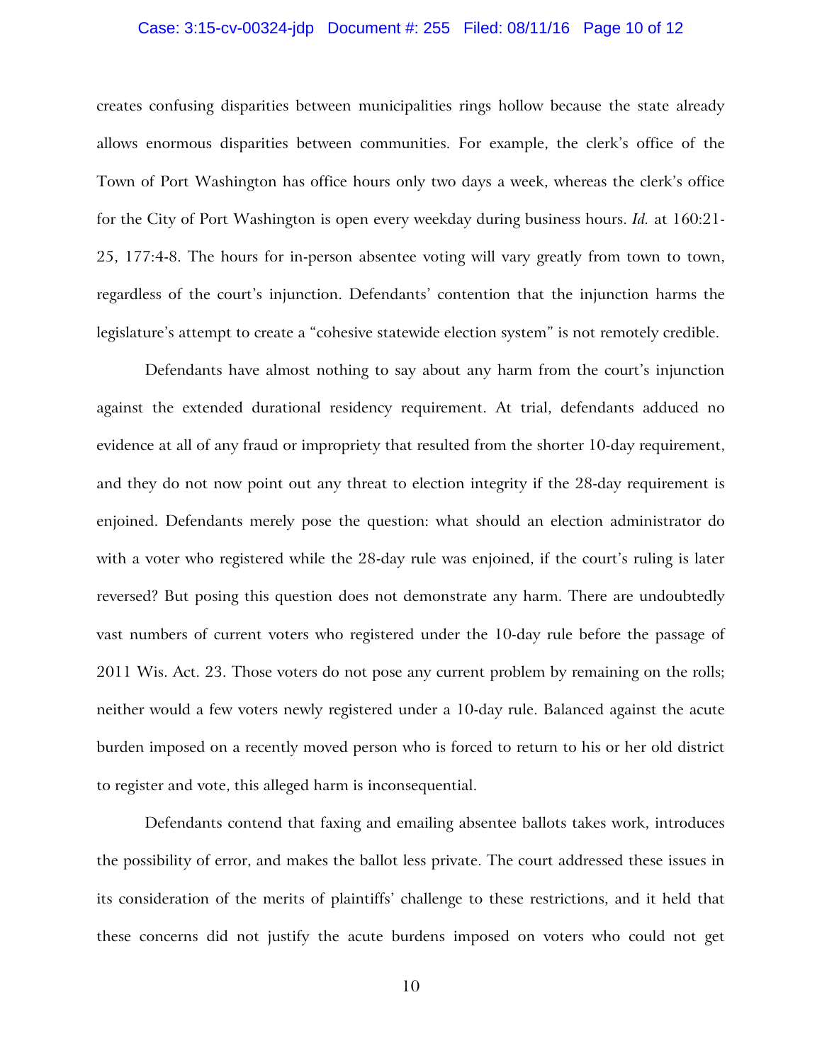creates confusing disparities between municipalities rings hollow because the state already allows enormous disparities between communities. For example, the clerk's office of the Town of Port Washington has office hours only two days a week, whereas the clerk's office for the City of Port Washington is open every weekday during business hours. *Id.* at 160:21-25, 177:4-8. The hours for in-person absentee voting will vary greatly from town to town, regardless of the court's injunction. Defendants' contention that the injunction harms the legislature's attempt to create a "cohesive statewide election system" is not remotely credible.

Defendants have almost nothing to say about any harm from the court's injunction against the extended durational residency requirement. At trial, defendants adduced no evidence at all of any fraud or impropriety that resulted from the shorter 10-day requirement, and they do not now point out any threat to election integrity if the 28-day requirement is enjoined. Defendants merely pose the question: what should an election administrator do with a voter who registered while the 28-day rule was enjoined, if the court's ruling is later reversed? But posing this question does not demonstrate any harm. There are undoubtedly vast numbers of current voters who registered under the 10-day rule before the passage of 2011 Wis. Act. 23. Those voters do not pose any current problem by remaining on the rolls; neither would a few voters newly registered under a 10-day rule. Balanced against the acute burden imposed on a recently moved person who is forced to return to his or her old district to register and vote, this alleged harm is inconsequential.

Defendants contend that faxing and emailing absentee ballots takes work, introduces the possibility of error, and makes the ballot less private. The court addressed these issues in its consideration of the merits of plaintiffs' challenge to these restrictions, and it held that these concerns did not justify the acute burdens imposed on voters who could not get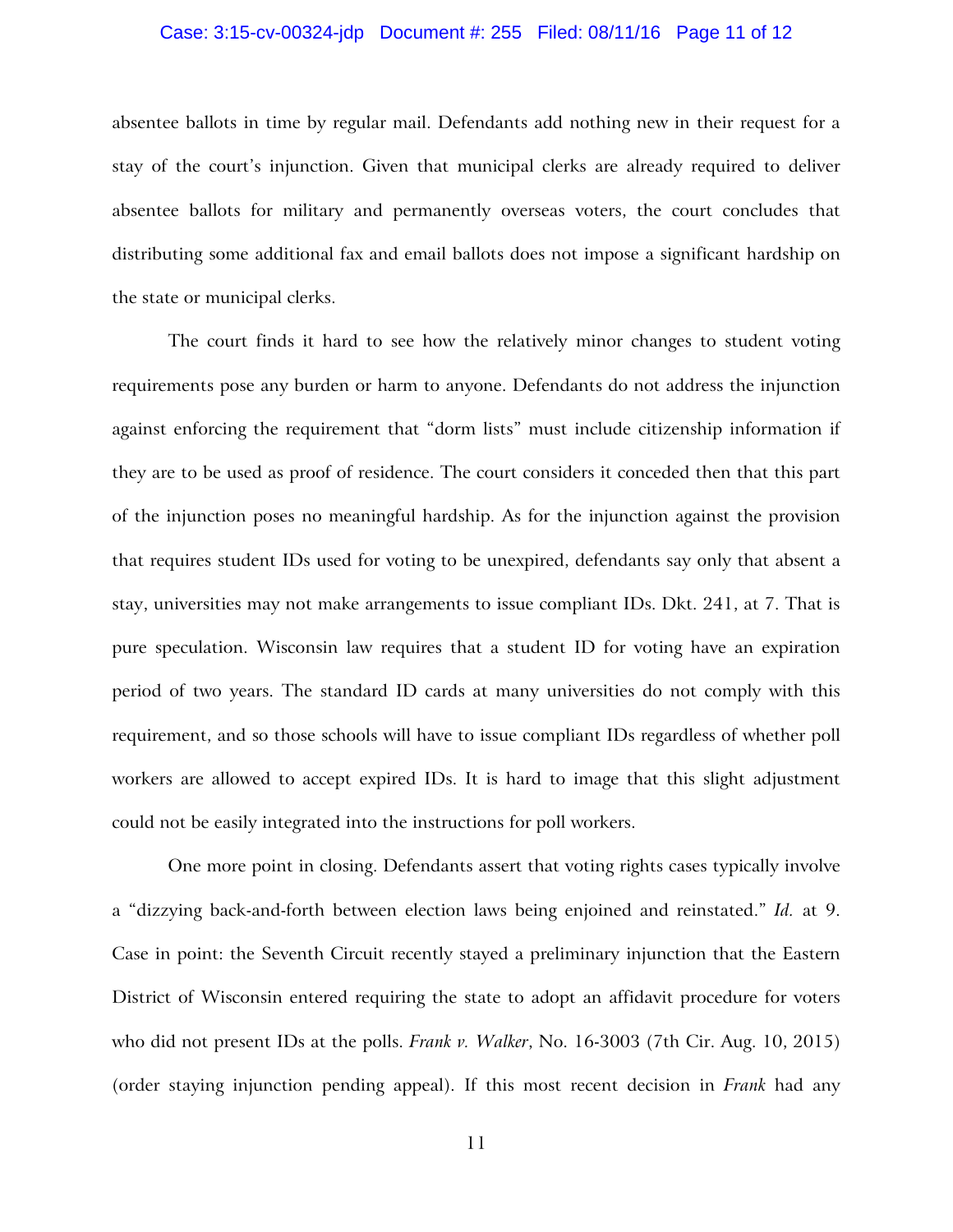absentee ballots in time by regular mail. Defendants add nothing new in their request for a stay of the court's injunction. Given that municipal clerks are already required to deliver absentee ballots for military and permanently overseas voters, the court concludes that distributing some additional fax and email ballots does not impose a significant hardship on the state or municipal clerks.

The court finds it hard to see how the relatively minor changes to student voting requirements pose any burden or harm to anyone. Defendants do not address the injunction against enforcing the requirement that "dorm lists" must include citizenship information if they are to be used as proof of residence. The court considers it conceded then that this part of the injunction poses no meaningful hardship. As for the injunction against the provision that requires student IDs used for voting to be unexpired, defendants say only that absent a stay, universities may not make arrangements to issue compliant IDs. Dkt. 241, at 7. That is pure speculation. Wisconsin law requires that a student ID for voting have an expiration period of two years. The standard ID cards at many universities do not comply with this requirement, and so those schools will have to issue compliant IDs regardless of whether poll workers are allowed to accept expired IDs. It is hard to image that this slight adjustment could not be easily integrated into the instructions for poll workers.

One more point in closing. Defendants assert that voting rights cases typically involve a "dizzying back-and-forth between election laws being enjoined and reinstated." *Id.* at 9. Case in point: the Seventh Circuit recently stayed a preliminary injunction that the Eastern District of Wisconsin entered requiring the state to adopt an affidavit procedure for voters who did not present IDs at the polls. *Frank v. Walker*, No. 16-3003 (7th Cir. Aug. 10, 2015) (order staying injunction pending appeal). If this most recent decision in *Frank* had any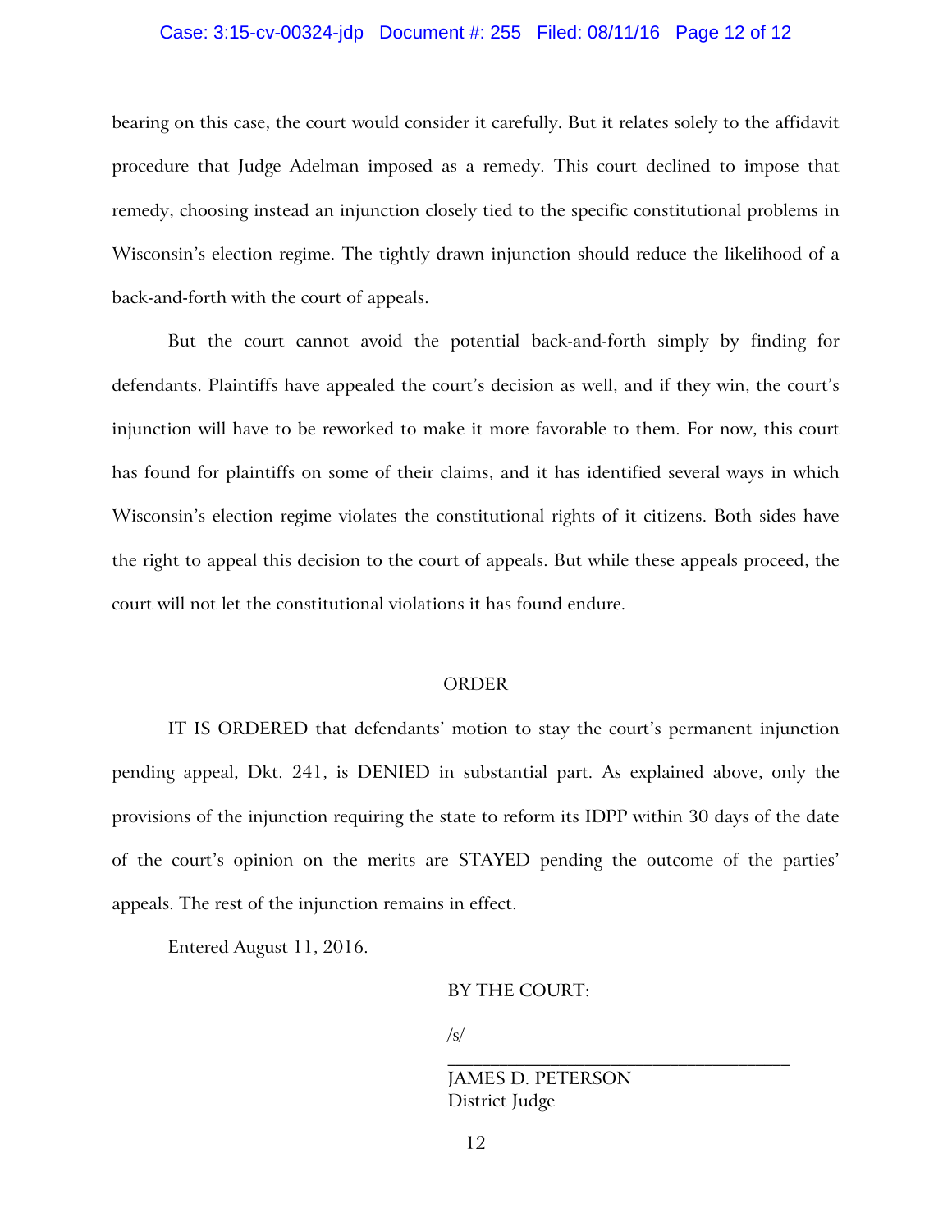bearing on this case, the court would consider it carefully. But it relates solely to the affidavit procedure that Judge Adelman imposed as a remedy. This court declined to impose that remedy, choosing instead an injunction closely tied to the specific constitutional problems in Wisconsin's election regime. The tightly drawn injunction should reduce the likelihood of a back-and-forth with the court of appeals.

But the court cannot avoid the potential back-and-forth simply by finding for defendants. Plaintiffs have appealed the court's decision as well, and if they win, the court's injunction will have to be reworked to make it more favorable to them. For now, this court has found for plaintiffs on some of their claims, and it has identified several ways in which Wisconsin's election regime violates the constitutional rights of it citizens. Both sides have the right to appeal this decision to the court of appeals. But while these appeals proceed, the court will not let the constitutional violations it has found endure.

## ORDER

IT IS ORDERED that defendants' motion to stay the court's permanent injunction pending appeal, Dkt. 241, is DENIED in substantial part. As explained above, only the provisions of the injunction requiring the state to reform its IDPP within 30 days of the date of the court's opinion on the merits are STAYED pending the outcome of the parties' appeals. The rest of the injunction remains in effect.

Entered August 11, 2016.

BY THE COURT:

/s/

JAMES D. PETERSON
District Judge